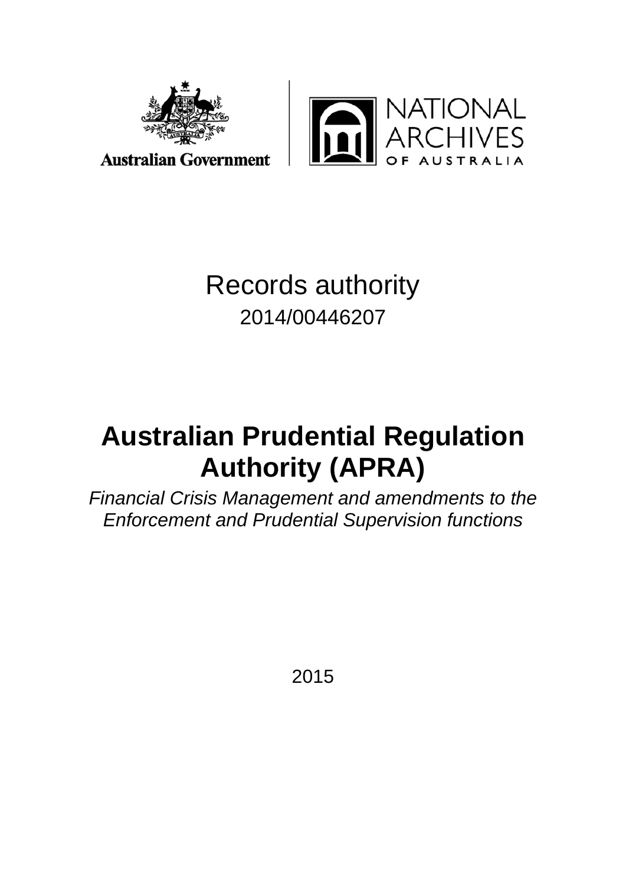Australian Government

NATIONAL ARCHIVES OF AUSTRALIA

Records authority

2014/00446207

# Australian Prudential Regulation Authority (APRA)

*Financial Crisis Management and amendments to the Enforcement and Prudential Supervision functions*

2015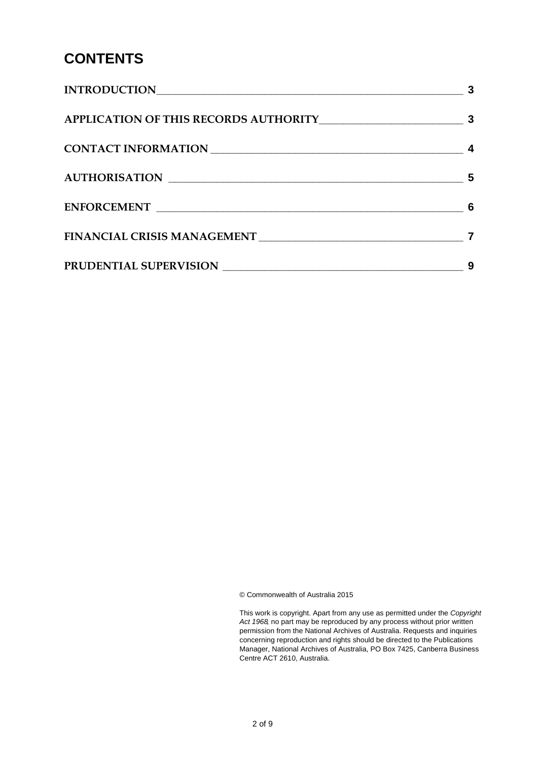# CONTENTS

| | |
|---|---|
| INTRODUCTION | 3 |
| APPLICATION OF THIS RECORDS AUTHORITY | 3 |
| CONTACT INFORMATION | 4 |
| AUTHORISATION | 5 |
| ENFORCEMENT | 6 |
| FINANCIAL CRISIS MANAGEMENT | 7 |
| PRUDENTIAL SUPERVISION | 9 |

© Commonwealth of Australia 2015

This work is copyright. Apart from any use as permitted under the *Copyright Act 1968*, no part may be reproduced by any process without prior written permission from the National Archives of Australia. Requests and inquiries concerning reproduction and rights should be directed to the Publications Manager, National Archives of Australia, PO Box 7425, Canberra Business Centre ACT 2610, Australia.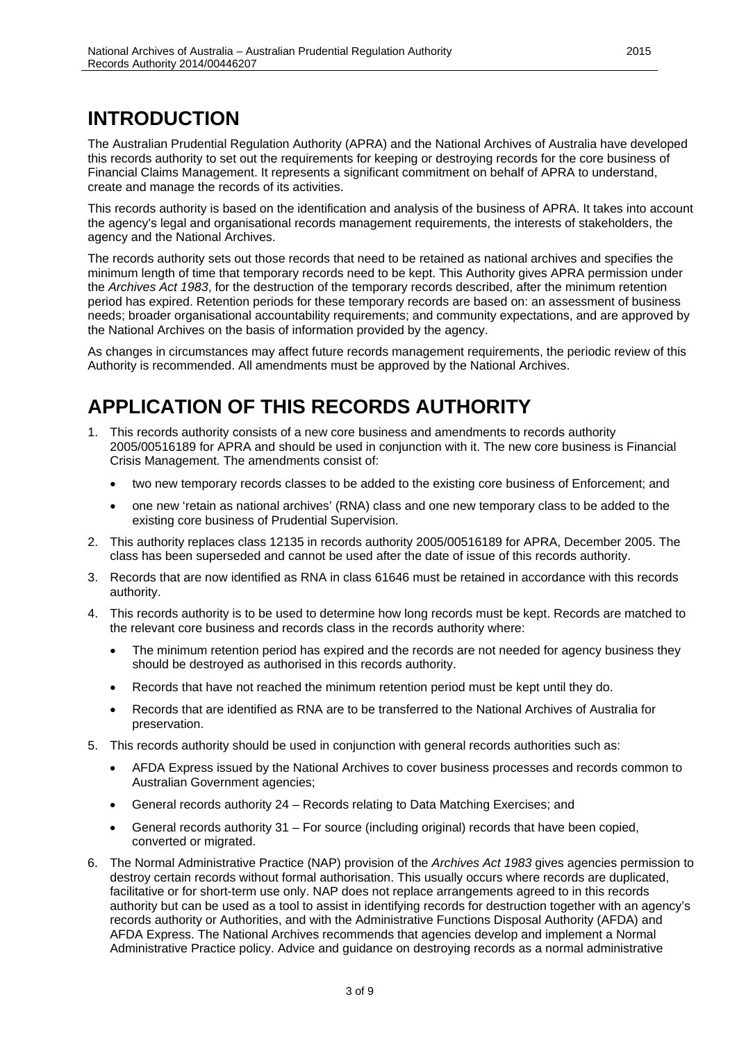# INTRODUCTION

The Australian Prudential Regulation Authority (APRA) and the National Archives of Australia have developed this records authority to set out the requirements for keeping or destroying records for the core business of Financial Claims Management. It represents a significant commitment on behalf of APRA to understand, create and manage the records of its activities.

This records authority is based on the identification and analysis of the business of APRA. It takes into account the agency's legal and organisational records management requirements, the interests of stakeholders, the agency and the National Archives.

The records authority sets out those records that need to be retained as national archives and specifies the minimum length of time that temporary records need to be kept. This Authority gives APRA permission under the *Archives Act 1983*, for the destruction of the temporary records described, after the minimum retention period has expired. Retention periods for these temporary records are based on: an assessment of business needs; broader organisational accountability requirements; and community expectations, and are approved by the National Archives on the basis of information provided by the agency.

As changes in circumstances may affect future records management requirements, the periodic review of this Authority is recommended. All amendments must be approved by the National Archives.

# APPLICATION OF THIS RECORDS AUTHORITY

1. This records authority consists of a new core business and amendments to records authority 2005/00516189 for APRA and should be used in conjunction with it. The new core business is Financial Crisis Management. The amendments consist of:
   - two new temporary records classes to be added to the existing core business of Enforcement; and
   - one new 'retain as national archives' (RNA) class and one new temporary class to be added to the existing core business of Prudential Supervision.
2. This authority replaces class 12135 in records authority 2005/00516189 for APRA, December 2005. The class has been superseded and cannot be used after the date of issue of this records authority.
3. Records that are now identified as RNA in class 61646 must be retained in accordance with this records authority.
4. This records authority is to be used to determine how long records must be kept. Records are matched to the relevant core business and records class in the records authority where:
   - The minimum retention period has expired and the records are not needed for agency business they should be destroyed as authorised in this records authority.
   - Records that have not reached the minimum retention period must be kept until they do.
   - Records that are identified as RNA are to be transferred to the National Archives of Australia for preservation.
5. This records authority should be used in conjunction with general records authorities such as:
   - AFDA Express issued by the National Archives to cover business processes and records common to Australian Government agencies;
   - General records authority 24 – Records relating to Data Matching Exercises; and
   - General records authority 31 – For source (including original) records that have been copied, converted or migrated.
6. The Normal Administrative Practice (NAP) provision of the *Archives Act 1983* gives agencies permission to destroy certain records without formal authorisation. This usually occurs where records are duplicated, facilitative or for short-term use only. NAP does not replace arrangements agreed to in this records authority but can be used as a tool to assist in identifying records for destruction together with an agency's records authority or Authorities, and with the Administrative Functions Disposal Authority (AFDA) and AFDA Express. The National Archives recommends that agencies develop and implement a Normal Administrative Practice policy. Advice and guidance on destroying records as a normal administrative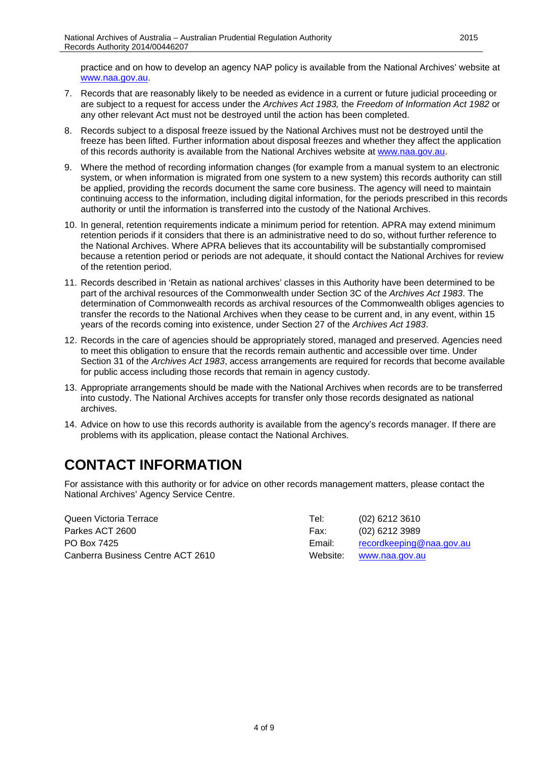practice and on how to develop an agency NAP policy is available from the National Archives' website at www.naa.gov.au.

7. Records that are reasonably likely to be needed as evidence in a current or future judicial proceeding or are subject to a request for access under the *Archives Act 1983,* the *Freedom of Information Act 1982* or any other relevant Act must not be destroyed until the action has been completed.
8. Records subject to a disposal freeze issued by the National Archives must not be destroyed until the freeze has been lifted. Further information about disposal freezes and whether they affect the application of this records authority is available from the National Archives website at www.naa.gov.au.
9. Where the method of recording information changes (for example from a manual system to an electronic system, or when information is migrated from one system to a new system) this records authority can still be applied, providing the records document the same core business. The agency will need to maintain continuing access to the information, including digital information, for the periods prescribed in this records authority or until the information is transferred into the custody of the National Archives.
10. In general, retention requirements indicate a minimum period for retention. APRA may extend minimum retention periods if it considers that there is an administrative need to do so, without further reference to the National Archives. Where APRA believes that its accountability will be substantially compromised because a retention period or periods are not adequate, it should contact the National Archives for review of the retention period.
11. Records described in 'Retain as national archives' classes in this Authority have been determined to be part of the archival resources of the Commonwealth under Section 3C of the *Archives Act 1983*. The determination of Commonwealth records as archival resources of the Commonwealth obliges agencies to transfer the records to the National Archives when they cease to be current and, in any event, within 15 years of the records coming into existence, under Section 27 of the *Archives Act 1983*.
12. Records in the care of agencies should be appropriately stored, managed and preserved. Agencies need to meet this obligation to ensure that the records remain authentic and accessible over time. Under Section 31 of the *Archives Act 1983*, access arrangements are required for records that become available for public access including those records that remain in agency custody.
13. Appropriate arrangements should be made with the National Archives when records are to be transferred into custody. The National Archives accepts for transfer only those records designated as national archives.
14. Advice on how to use this records authority is available from the agency's records manager. If there are problems with its application, please contact the National Archives.

# CONTACT INFORMATION

For assistance with this authority or for advice on other records management matters, please contact the National Archives' Agency Service Centre.

Queen Victoria Terrace
Parkes ACT 2600
PO Box 7425
Canberra Business Centre ACT 2610

Tel: (02) 6212 3610
Fax: (02) 6212 3989
Email: recordkeeping@naa.gov.au
Website: www.naa.gov.au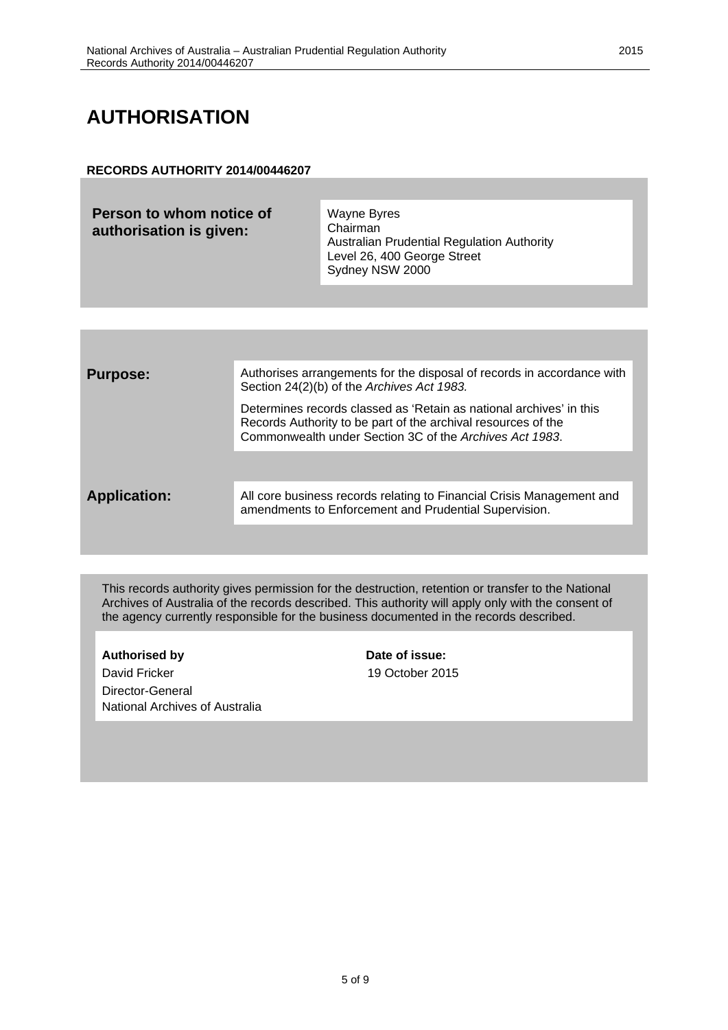# AUTHORISATION

**RECORDS AUTHORITY 2014/00446207**

| **Person to whom notice of authorisation is given:** | Wayne Byres<br>Chairman<br>Australian Prudential Regulation Authority<br>Level 26, 400 George Street<br>Sydney NSW 2000 |
|---|---|

| | |
|---|---|
| **Purpose:** | Authorises arrangements for the disposal of records in accordance with Section 24(2)(b) of the *Archives Act 1983.*<br><br>Determines records classed as 'Retain as national archives' in this Records Authority to be part of the archival resources of the Commonwealth under Section 3C of the *Archives Act 1983.* |
| **Application:** | All core business records relating to Financial Crisis Management and amendments to Enforcement and Prudential Supervision. |

This records authority gives permission for the destruction, retention or transfer to the National Archives of Australia of the records described. This authority will apply only with the consent of the agency currently responsible for the business documented in the records described.

| **Authorised by** | **Date of issue:** |
|---|---|
| David Fricker<br>Director-General<br>National Archives of Australia | 19 October 2015 |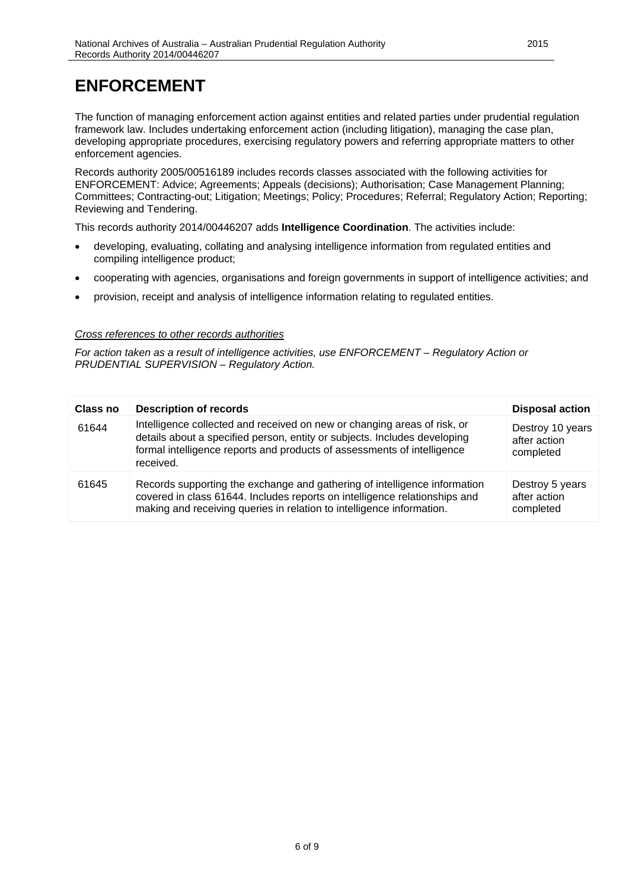# ENFORCEMENT

The function of managing enforcement action against entities and related parties under prudential regulation framework law. Includes undertaking enforcement action (including litigation), managing the case plan, developing appropriate procedures, exercising regulatory powers and referring appropriate matters to other enforcement agencies.

Records authority 2005/00516189 includes records classes associated with the following activities for ENFORCEMENT: Advice; Agreements; Appeals (decisions); Authorisation; Case Management Planning; Committees; Contracting-out; Litigation; Meetings; Policy; Procedures; Referral; Regulatory Action; Reporting; Reviewing and Tendering.

This records authority 2014/00446207 adds **Intelligence Coordination**. The activities include:

- developing, evaluating, collating and analysing intelligence information from regulated entities and compiling intelligence product;
- cooperating with agencies, organisations and foreign governments in support of intelligence activities; and
- provision, receipt and analysis of intelligence information relating to regulated entities.

<u>*Cross references to other records authorities*</u>

*For action taken as a result of intelligence activities, use ENFORCEMENT – Regulatory Action or PRUDENTIAL SUPERVISION – Regulatory Action.*

| Class no | Description of records | Disposal action |
|---|---|---|
| 61644 | Intelligence collected and received on new or changing areas of risk, or details about a specified person, entity or subjects. Includes developing formal intelligence reports and products of assessments of intelligence received. | Destroy 10 years after action completed |
| 61645 | Records supporting the exchange and gathering of intelligence information covered in class 61644. Includes reports on intelligence relationships and making and receiving queries in relation to intelligence information. | Destroy 5 years after action completed |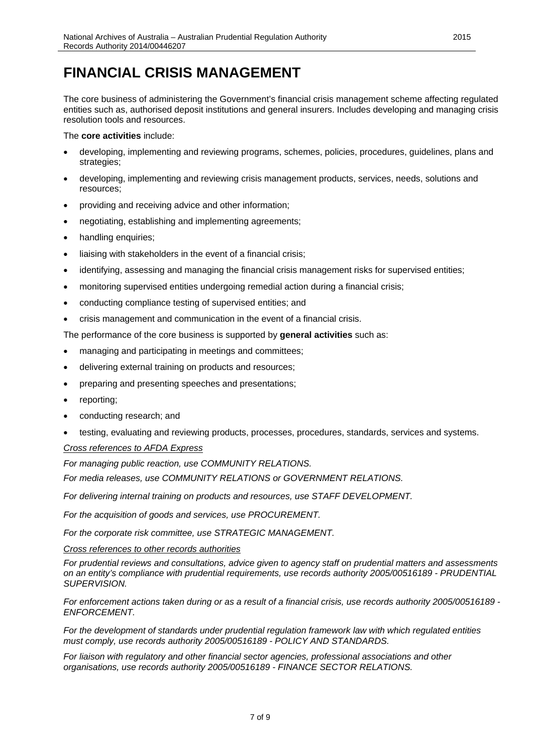# FINANCIAL CRISIS MANAGEMENT

The core business of administering the Government's financial crisis management scheme affecting regulated entities such as, authorised deposit institutions and general insurers. Includes developing and managing crisis resolution tools and resources.

The **core activities** include:

- developing, implementing and reviewing programs, schemes, policies, procedures, guidelines, plans and strategies;
- developing, implementing and reviewing crisis management products, services, needs, solutions and resources;
- providing and receiving advice and other information;
- negotiating, establishing and implementing agreements;
- handling enquiries;
- liaising with stakeholders in the event of a financial crisis;
- identifying, assessing and managing the financial crisis management risks for supervised entities;
- monitoring supervised entities undergoing remedial action during a financial crisis;
- conducting compliance testing of supervised entities; and
- crisis management and communication in the event of a financial crisis.

The performance of the core business is supported by **general activities** such as:

- managing and participating in meetings and committees;
- delivering external training on products and resources;
- preparing and presenting speeches and presentations;
- reporting;
- conducting research; and
- testing, evaluating and reviewing products, processes, procedures, standards, services and systems.

*Cross references to AFDA Express*

*For managing public reaction, use COMMUNITY RELATIONS.*

*For media releases, use COMMUNITY RELATIONS or GOVERNMENT RELATIONS.*

*For delivering internal training on products and resources, use STAFF DEVELOPMENT.*

*For the acquisition of goods and services, use PROCUREMENT.*

*For the corporate risk committee, use STRATEGIC MANAGEMENT.*

*Cross references to other records authorities*

*For prudential reviews and consultations, advice given to agency staff on prudential matters and assessments on an entity's compliance with prudential requirements, use records authority 2005/00516189 - PRUDENTIAL SUPERVISION.*

*For enforcement actions taken during or as a result of a financial crisis, use records authority 2005/00516189 - ENFORCEMENT.*

*For the development of standards under prudential regulation framework law with which regulated entities must comply, use records authority 2005/00516189 - POLICY AND STANDARDS.*

*For liaison with regulatory and other financial sector agencies, professional associations and other organisations, use records authority 2005/00516189 - FINANCE SECTOR RELATIONS.*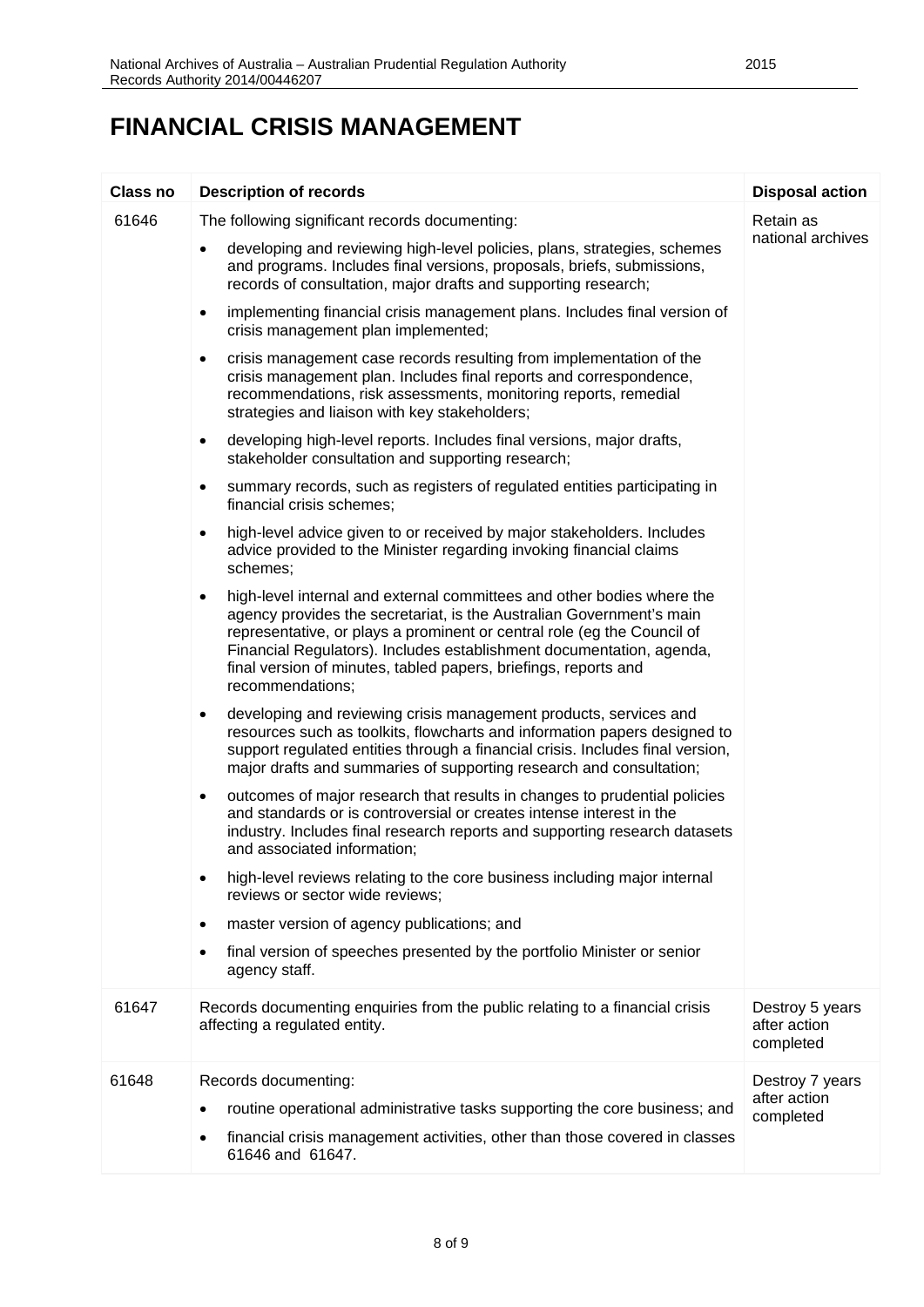# FINANCIAL CRISIS MANAGEMENT

| Class no | Description of records | Disposal action |
|---|---|---|
| 61646 | The following significant records documenting:<br>• developing and reviewing high-level policies, plans, strategies, schemes and programs. Includes final versions, proposals, briefs, submissions, records of consultation, major drafts and supporting research;<br>• implementing financial crisis management plans. Includes final version of crisis management plan implemented;<br>• crisis management case records resulting from implementation of the crisis management plan. Includes final reports and correspondence, recommendations, risk assessments, monitoring reports, remedial strategies and liaison with key stakeholders;<br>• developing high-level reports. Includes final versions, major drafts, stakeholder consultation and supporting research;<br>• summary records, such as registers of regulated entities participating in financial crisis schemes;<br>• high-level advice given to or received by major stakeholders. Includes advice provided to the Minister regarding invoking financial claims schemes;<br>• high-level internal and external committees and other bodies where the agency provides the secretariat, is the Australian Government's main representative, or plays a prominent or central role (eg the Council of Financial Regulators). Includes establishment documentation, agenda, final version of minutes, tabled papers, briefings, reports and recommendations;<br>• developing and reviewing crisis management products, services and resources such as toolkits, flowcharts and information papers designed to support regulated entities through a financial crisis. Includes final version, major drafts and summaries of supporting research and consultation;<br>• outcomes of major research that results in changes to prudential policies and standards or is controversial or creates intense interest in the industry. Includes final research reports and supporting research datasets and associated information;<br>• high-level reviews relating to the core business including major internal reviews or sector wide reviews;<br>• master version of agency publications; and<br>• final version of speeches presented by the portfolio Minister or senior agency staff. | Retain as national archives |
| 61647 | Records documenting enquiries from the public relating to a financial crisis affecting a regulated entity. | Destroy 5 years after action completed |
| 61648 | Records documenting:<br>• routine operational administrative tasks supporting the core business; and<br>• financial crisis management activities, other than those covered in classes 61646 and 61647. | Destroy 7 years after action completed |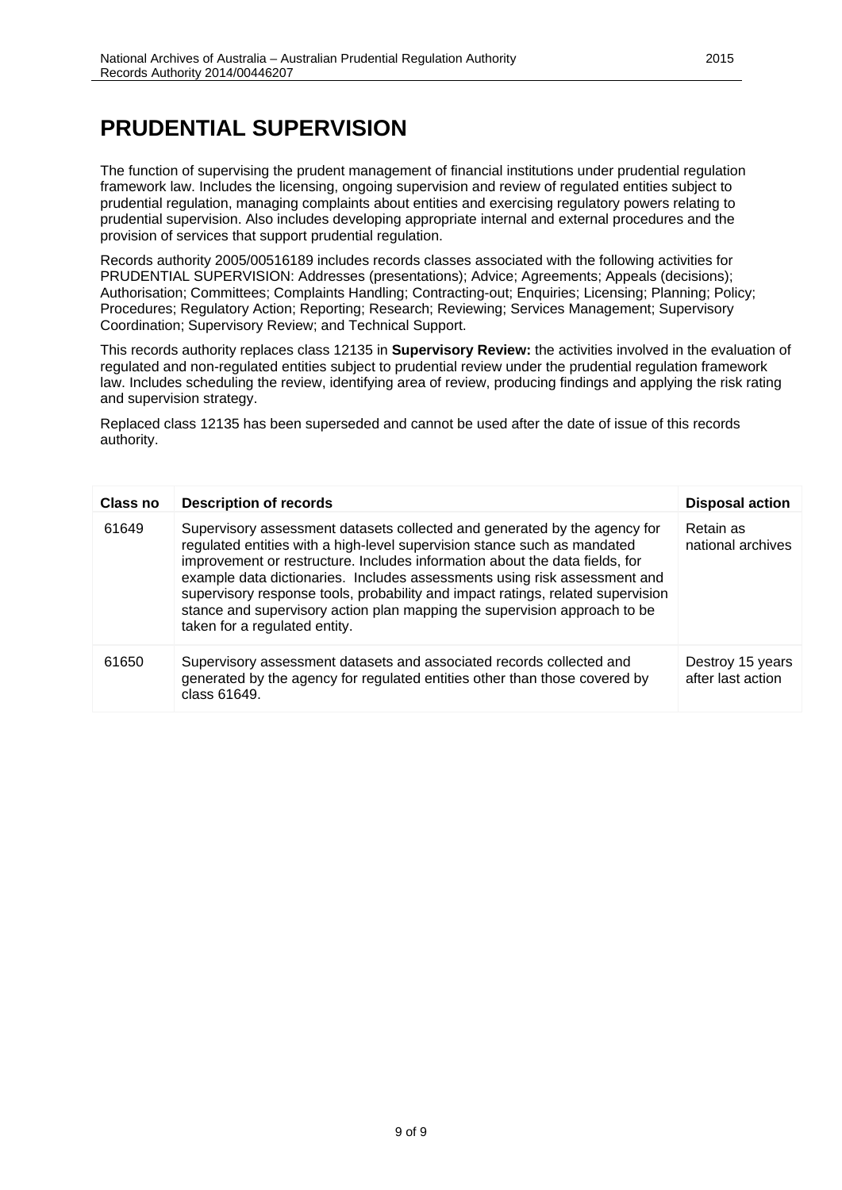# PRUDENTIAL SUPERVISION

The function of supervising the prudent management of financial institutions under prudential regulation framework law. Includes the licensing, ongoing supervision and review of regulated entities subject to prudential regulation, managing complaints about entities and exercising regulatory powers relating to prudential supervision. Also includes developing appropriate internal and external procedures and the provision of services that support prudential regulation.

Records authority 2005/00516189 includes records classes associated with the following activities for PRUDENTIAL SUPERVISION: Addresses (presentations); Advice; Agreements; Appeals (decisions); Authorisation; Committees; Complaints Handling; Contracting-out; Enquiries; Licensing; Planning; Policy; Procedures; Regulatory Action; Reporting; Research; Reviewing; Services Management; Supervisory Coordination; Supervisory Review; and Technical Support.

This records authority replaces class 12135 in **Supervisory Review:** the activities involved in the evaluation of regulated and non-regulated entities subject to prudential review under the prudential regulation framework law. Includes scheduling the review, identifying area of review, producing findings and applying the risk rating and supervision strategy.

Replaced class 12135 has been superseded and cannot be used after the date of issue of this records authority.

| Class no | Description of records | Disposal action |
|---|---|---|
| 61649 | Supervisory assessment datasets collected and generated by the agency for regulated entities with a high-level supervision stance such as mandated improvement or restructure. Includes information about the data fields, for example data dictionaries. Includes assessments using risk assessment and supervisory response tools, probability and impact ratings, related supervision stance and supervisory action plan mapping the supervision approach to be taken for a regulated entity. | Retain as national archives |
| 61650 | Supervisory assessment datasets and associated records collected and generated by the agency for regulated entities other than those covered by class 61649. | Destroy 15 years after last action |